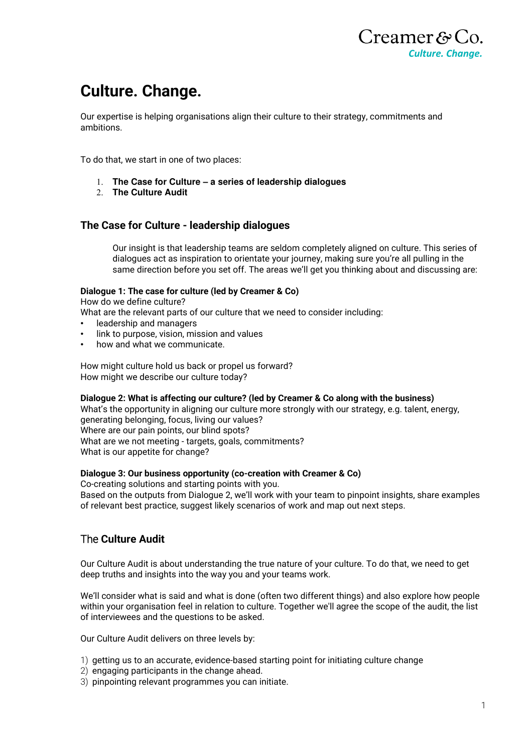Creamer & Co.
*Culture. Change.*

# Culture. Change.

Our expertise is helping organisations align their culture to their strategy, commitments and ambitions.

To do that, we start in one of two places:

1. **The Case for Culture – a series of leadership dialogues**
2. **The Culture Audit**

## The Case for Culture - leadership dialogues

Our insight is that leadership teams are seldom completely aligned on culture. This series of dialogues act as inspiration to orientate your journey, making sure you're all pulling in the same direction before you set off. The areas we'll get you thinking about and discussing are:

**Dialogue 1: The case for culture (led by Creamer & Co)**
How do we define culture?
What are the relevant parts of our culture that we need to consider including:

- leadership and managers
- link to purpose, vision, mission and values
- how and what we communicate.

How might culture hold us back or propel us forward?
How might we describe our culture today?

**Dialogue 2: What is affecting our culture? (led by Creamer & Co along with the business)**
What's the opportunity in aligning our culture more strongly with our strategy, e.g. talent, energy, generating belonging, focus, living our values?
Where are our pain points, our blind spots?
What are we not meeting - targets, goals, commitments?
What is our appetite for change?

**Dialogue 3: Our business opportunity (co-creation with Creamer & Co)**
Co-creating solutions and starting points with you.
Based on the outputs from Dialogue 2, we'll work with your team to pinpoint insights, share examples of relevant best practice, suggest likely scenarios of work and map out next steps.

## The **Culture Audit**

Our Culture Audit is about understanding the true nature of your culture. To do that, we need to get deep truths and insights into the way you and your teams work.

We'll consider what is said and what is done (often two different things) and also explore how people within your organisation feel in relation to culture. Together we'll agree the scope of the audit, the list of interviewees and the questions to be asked.

Our Culture Audit delivers on three levels by:

1) getting us to an accurate, evidence-based starting point for initiating culture change
2) engaging participants in the change ahead.
3) pinpointing relevant programmes you can initiate.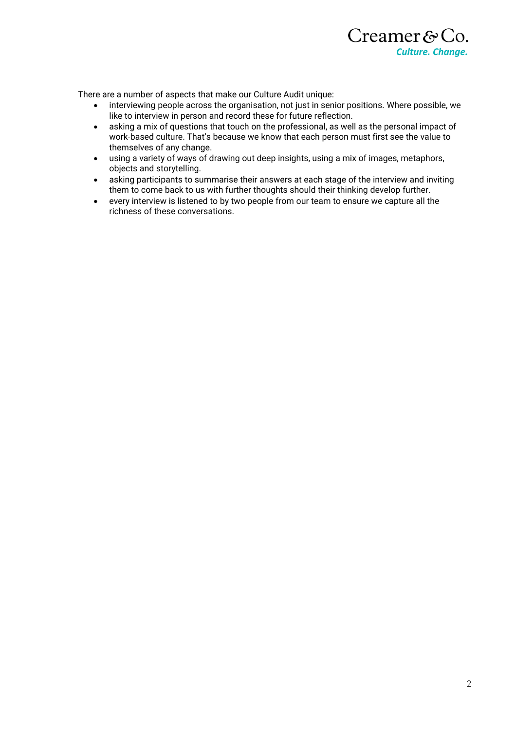There are a number of aspects that make our Culture Audit unique:

- interviewing people across the organisation, not just in senior positions. Where possible, we like to interview in person and record these for future reflection.
- asking a mix of questions that touch on the professional, as well as the personal impact of work-based culture. That's because we know that each person must first see the value to themselves of any change.
- using a variety of ways of drawing out deep insights, using a mix of images, metaphors, objects and storytelling.
- asking participants to summarise their answers at each stage of the interview and inviting them to come back to us with further thoughts should their thinking develop further.
- every interview is listened to by two people from our team to ensure we capture all the richness of these conversations.